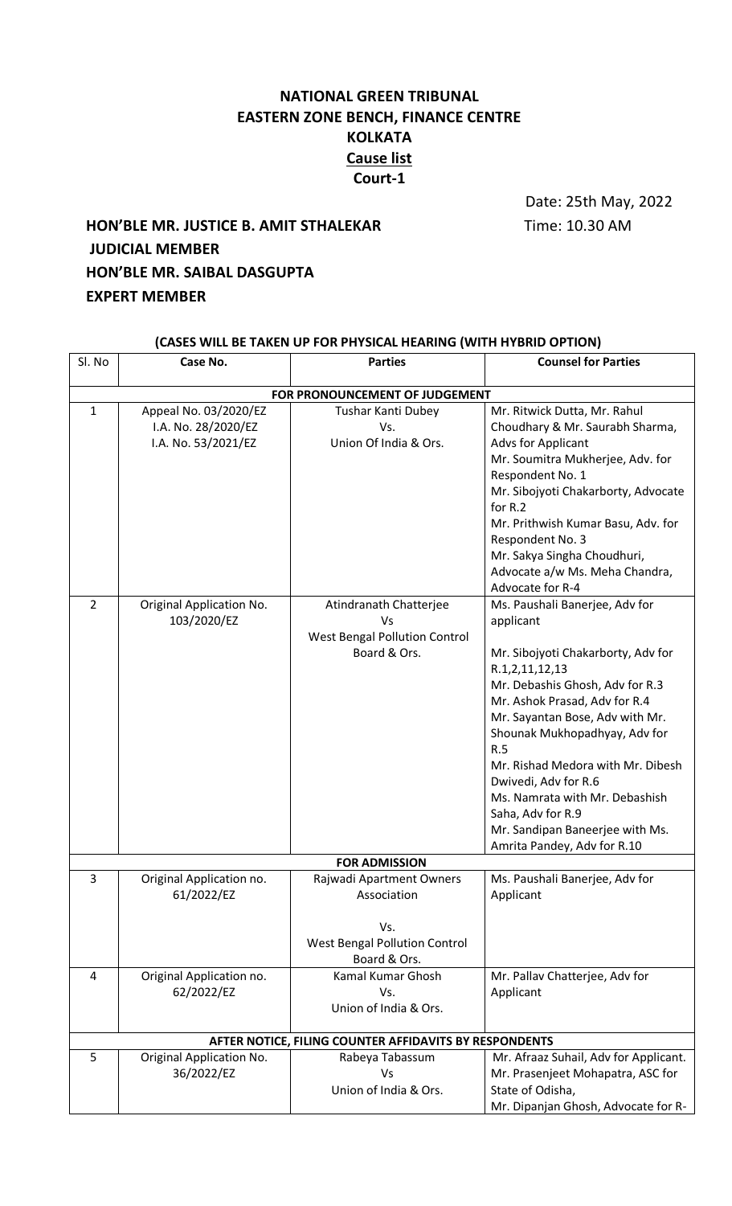**NATIONAL GREEN TRIBUNAL**
**EASTERN ZONE BENCH, FINANCE CENTRE**
**KOLKATA**
**Cause list**
**Court-1**

Date: 25th May, 2022
Time: 10.30 AM

**HON'BLE MR. JUSTICE B. AMIT STHALEKAR**
**JUDICIAL MEMBER**
**HON'BLE MR. SAIBAL DASGUPTA**
**EXPERT MEMBER**

**(CASES WILL BE TAKEN UP FOR PHYSICAL HEARING (WITH HYBRID OPTION)**

| Sl. No | Case No. | Parties | Counsel for Parties |
|---|---|---|---|
| | | **FOR PRONOUNCEMENT OF JUDGEMENT** | |
| 1 | Appeal No. 03/2020/EZ<br>I.A. No. 28/2020/EZ<br>I.A. No. 53/2021/EZ | Tushar Kanti Dubey<br>Vs.<br>Union Of India & Ors. | Mr. Ritwick Dutta, Mr. Rahul Choudhary & Mr. Saurabh Sharma, Advs for Applicant<br>Mr. Soumitra Mukherjee, Adv. for Respondent No. 1<br>Mr. Sibojyoti Chakarborty, Advocate for R.2<br>Mr. Prithwish Kumar Basu, Adv. for Respondent No. 3<br>Mr. Sakya Singha Choudhuri, Advocate a/w Ms. Meha Chandra, Advocate for R-4 |
| 2 | Original Application No. 103/2020/EZ | Atindranath Chatterjee<br>Vs<br>West Bengal Pollution Control Board & Ors. | Ms. Paushali Banerjee, Adv for applicant<br><br>Mr. Sibojyoti Chakarborty, Adv for R.1,2,11,12,13<br>Mr. Debashis Ghosh, Adv for R.3<br>Mr. Ashok Prasad, Adv for R.4<br>Mr. Sayantan Bose, Adv with Mr. Shounak Mukhopadhyay, Adv for R.5<br>Mr. Rishad Medora with Mr. Dibesh Dwivedi, Adv for R.6<br>Ms. Namrata with Mr. Debashish Saha, Adv for R.9<br>Mr. Sandipan Baneerjee with Ms. Amrita Pandey, Adv for R.10 |
| | | **FOR ADMISSION** | |
| 3 | Original Application no. 61/2022/EZ | Rajwadi Apartment Owners Association<br><br>Vs.<br>West Bengal Pollution Control Board & Ors. | Ms. Paushali Banerjee, Adv for Applicant |
| 4 | Original Application no. 62/2022/EZ | Kamal Kumar Ghosh<br>Vs.<br>Union of India & Ors. | Mr. Pallav Chatterjee, Adv for Applicant |
| | | **AFTER NOTICE, FILING COUNTER AFFIDAVITS BY RESPONDENTS** | |
| 5 | Original Application No. 36/2022/EZ | Rabeya Tabassum<br>Vs<br>Union of India & Ors. | Mr. Afraaz Suhail, Adv for Applicant.<br>Mr. Prasenjeet Mohapatra, ASC for State of Odisha,<br>Mr. Dipanjan Ghosh, Advocate for R- |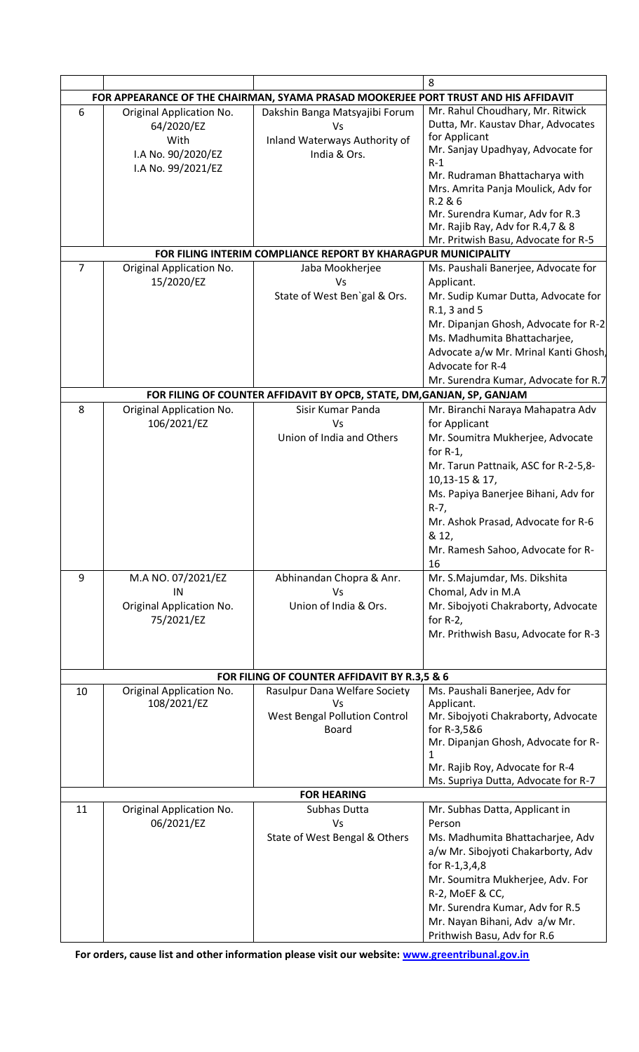| | | | 8 |
|---|---|---|---|
| **FOR APPEARANCE OF THE CHAIRMAN, SYAMA PRASAD MOOKERJEE PORT TRUST AND HIS AFFIDAVIT** | | | |
| 6 | Original Application No. 64/2020/EZ With I.A No. 90/2020/EZ I.A No. 99/2021/EZ | Dakshin Banga Matsyajibi Forum Vs Inland Waterways Authority of India & Ors. | Mr. Rahul Choudhary, Mr. Ritwick Dutta, Mr. Kaustav Dhar, Advocates for Applicant Mr. Sanjay Upadhyay, Advocate for R-1 Mr. Rudraman Bhattacharya with Mrs. Amrita Panja Moulick, Adv for R.2 & 6 Mr. Surendra Kumar, Adv for R.3 Mr. Rajib Ray, Adv for R.4,7 & 8 Mr. Pritwish Basu, Advocate for R-5 |
| **FOR FILING INTERIM COMPLIANCE REPORT BY KHARAGPUR MUNICIPALITY** | | | |
| 7 | Original Application No. 15/2020/EZ | Jaba Mookherjee Vs State of West Ben`gal & Ors. | Ms. Paushali Banerjee, Advocate for Applicant. Mr. Sudip Kumar Dutta, Advocate for R.1, 3 and 5 Mr. Dipanjan Ghosh, Advocate for R-2 Ms. Madhumita Bhattacharjee, Advocate a/w Mr. Mrinal Kanti Ghosh, Advocate for R-4 Mr. Surendra Kumar, Advocate for R.7 |
| **FOR FILING OF COUNTER AFFIDAVIT BY OPCB, STATE, DM,GANJAN, SP, GANJAM** | | | |
| 8 | Original Application No. 106/2021/EZ | Sisir Kumar Panda Vs Union of India and Others | Mr. Biranchi Naraya Mahapatra Adv for Applicant Mr. Soumitra Mukherjee, Advocate for R-1, Mr. Tarun Pattnaik, ASC for R-2-5,8-10,13-15 & 17, Ms. Papiya Banerjee Bihani, Adv for R-7, Mr. Ashok Prasad, Advocate for R-6 & 12, Mr. Ramesh Sahoo, Advocate for R-16 |
| 9 | M.A NO. 07/2021/EZ IN Original Application No. 75/2021/EZ | Abhinandan Chopra & Anr. Vs Union of India & Ors. | Mr. S.Majumdar, Ms. Dikshita Chomal, Adv in M.A Mr. Sibojyoti Chakraborty, Advocate for R-2, Mr. Prithwish Basu, Advocate for R-3 |
| **FOR FILING OF COUNTER AFFIDAVIT BY R.3,5 & 6** | | | |
| 10 | Original Application No. 108/2021/EZ | Rasulpur Dana Welfare Society Vs West Bengal Pollution Control Board | Ms. Paushali Banerjee, Adv for Applicant. Mr. Sibojyoti Chakraborty, Advocate for R-3,5&6 Mr. Dipanjan Ghosh, Advocate for R-1 Mr. Rajib Roy, Advocate for R-4 Ms. Supriya Dutta, Advocate for R-7 |
| **FOR HEARING** | | | |
| 11 | Original Application No. 06/2021/EZ | Subhas Dutta Vs State of West Bengal & Others | Mr. Subhas Datta, Applicant in Person Ms. Madhumita Bhattacharjee, Adv a/w Mr. Sibojyoti Chakarborty, Adv for R-1,3,4,8 Mr. Soumitra Mukherjee, Adv. For R-2, MoEF & CC, Mr. Surendra Kumar, Adv for R.5 Mr. Nayan Bihani, Adv a/w Mr. Prithwish Basu, Adv for R.6 |

**For orders, cause list and other information please visit our website: www.greentribunal.gov.in**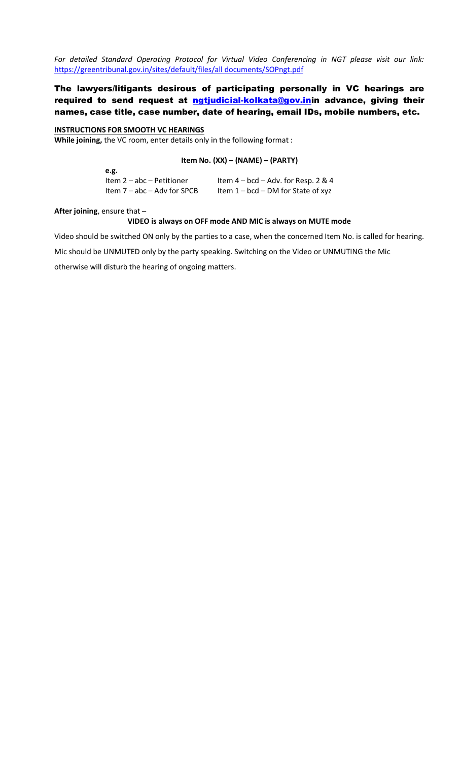*For detailed Standard Operating Protocol for Virtual Video Conferencing in NGT please visit our link:* https://greentribunal.gov.in/sites/default/files/all documents/SOPngt.pdf

**The lawyers/litigants desirous of participating personally in VC hearings are required to send request at ngtjudicial-kolkata@gov.inin advance, giving their names, case title, case number, date of hearing, email IDs, mobile numbers, etc.**

**INSTRUCTIONS FOR SMOOTH VC HEARINGS**

**While joining,** the VC room, enter details only in the following format :

**Item No. (XX) – (NAME) – (PARTY)**

**e.g.**

| | |
|---|---|
| Item 2 – abc – Petitioner | Item 4 – bcd – Adv. for Resp. 2 & 4 |
| Item 7 – abc – Adv for SPCB | Item 1 – bcd – DM for State of xyz |

**After joining**, ensure that –

**VIDEO is always on OFF mode AND MIC is always on MUTE mode**

Video should be switched ON only by the parties to a case, when the concerned Item No. is called for hearing.

Mic should be UNMUTED only by the party speaking. Switching on the Video or UNMUTING the Mic otherwise will disturb the hearing of ongoing matters.